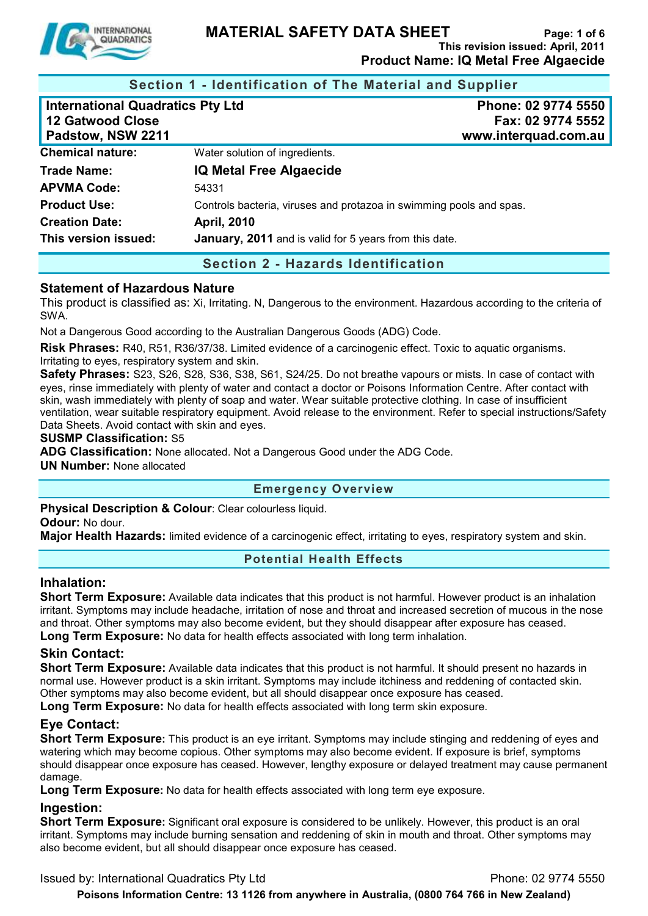# MATERIAL SAFETY DATA SHEET

**This revision issued: April, 2011**

**Product Name: IQ Metal Free Algaecide**

## Section 1 - Identification of The Material and Supplier

| | |
|---|---|
| **International Quadratics Pty Ltd** | **Phone: 02 9774 5550** |
| **12 Gatwood Close** | **Fax: 02 9774 5552** |
| **Padstow, NSW 2211** | **www.interquad.com.au** |

| | |
|---|---|
| **Chemical nature:** | Water solution of ingredients. |
| **Trade Name:** | **IQ Metal Free Algaecide** |
| **APVMA Code:** | 54331 |
| **Product Use:** | Controls bacteria, viruses and protazoa in swimming pools and spas. |
| **Creation Date:** | **April, 2010** |
| **This version issued:** | **January, 2011** and is valid for 5 years from this date. |

## Section 2 - Hazards Identification

### Statement of Hazardous Nature

This product is classified as: Xi, Irritating. N, Dangerous to the environment. Hazardous according to the criteria of SWA.

Not a Dangerous Good according to the Australian Dangerous Goods (ADG) Code.

**Risk Phrases:** R40, R51, R36/37/38. Limited evidence of a carcinogenic effect. Toxic to aquatic organisms. Irritating to eyes, respiratory system and skin.

**Safety Phrases:** S23, S26, S28, S36, S38, S61, S24/25. Do not breathe vapours or mists. In case of contact with eyes, rinse immediately with plenty of water and contact a doctor or Poisons Information Centre. After contact with skin, wash immediately with plenty of soap and water. Wear suitable protective clothing. In case of insufficient ventilation, wear suitable respiratory equipment. Avoid release to the environment. Refer to special instructions/Safety Data Sheets. Avoid contact with skin and eyes.

**SUSMP Classification:** S5

**ADG Classification:** None allocated. Not a Dangerous Good under the ADG Code.

**UN Number:** None allocated

## Emergency Overview

**Physical Description & Colour**: Clear colourless liquid.

**Odour:** No dour.

**Major Health Hazards:** limited evidence of a carcinogenic effect, irritating to eyes, respiratory system and skin.

## Potential Health Effects

### Inhalation:

**Short Term Exposure:** Available data indicates that this product is not harmful. However product is an inhalation irritant. Symptoms may include headache, irritation of nose and throat and increased secretion of mucous in the nose and throat. Other symptoms may also become evident, but they should disappear after exposure has ceased.

**Long Term Exposure:** No data for health effects associated with long term inhalation.

### Skin Contact:

**Short Term Exposure:** Available data indicates that this product is not harmful. It should present no hazards in normal use. However product is a skin irritant. Symptoms may include itchiness and reddening of contacted skin. Other symptoms may also become evident, but all should disappear once exposure has ceased.

**Long Term Exposure:** No data for health effects associated with long term skin exposure.

### Eye Contact:

**Short Term Exposure:** This product is an eye irritant. Symptoms may include stinging and reddening of eyes and watering which may become copious. Other symptoms may also become evident. If exposure is brief, symptoms should disappear once exposure has ceased. However, lengthy exposure or delayed treatment may cause permanent damage.

**Long Term Exposure:** No data for health effects associated with long term eye exposure.

### Ingestion:

**Short Term Exposure:** Significant oral exposure is considered to be unlikely. However, this product is an oral irritant. Symptoms may include burning sensation and reddening of skin in mouth and throat. Other symptoms may also become evident, but all should disappear once exposure has ceased.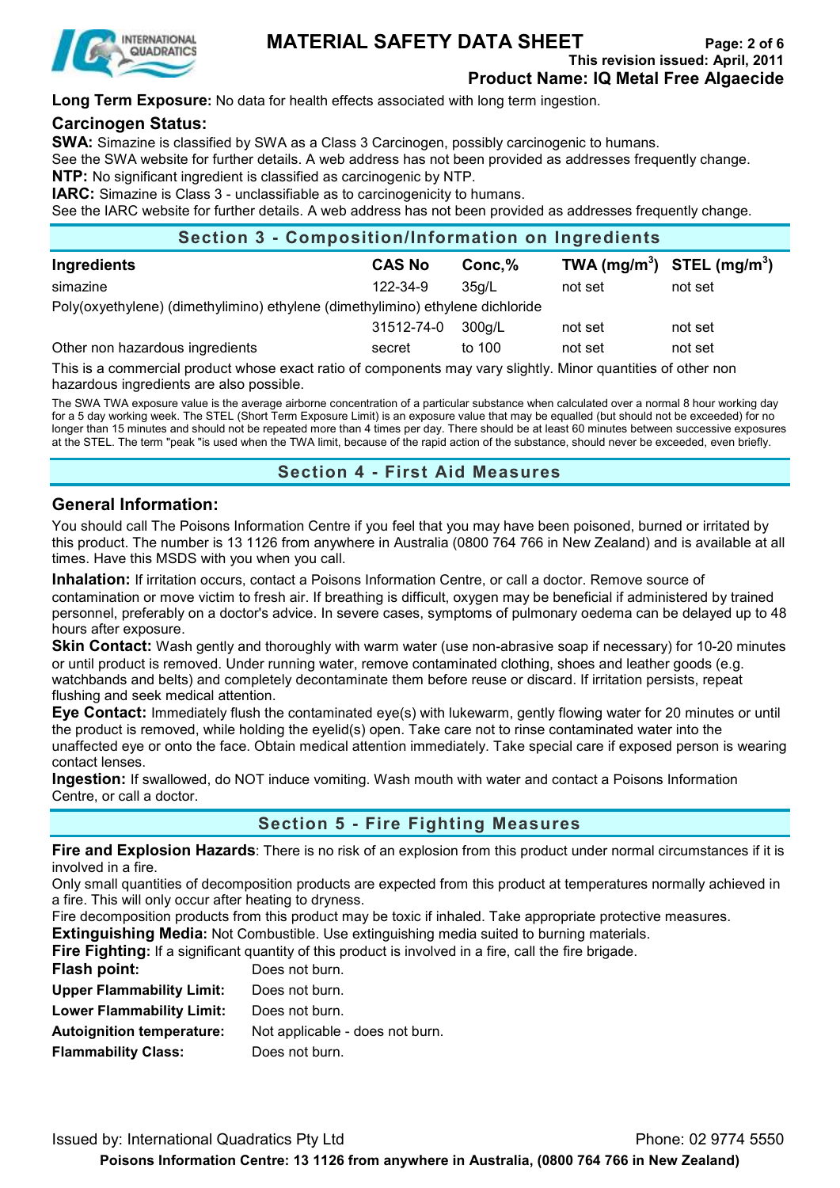**Long Term Exposure:** No data for health effects associated with long term ingestion.

### Carcinogen Status:

**SWA:** Simazine is classified by SWA as a Class 3 Carcinogen, possibly carcinogenic to humans.
See the SWA website for further details. A web address has not been provided as addresses frequently change.
**NTP:** No significant ingredient is classified as carcinogenic by NTP.
**IARC:** Simazine is Class 3 - unclassifiable as to carcinogenicity to humans.
See the IARC website for further details. A web address has not been provided as addresses frequently change.

## Section 3 - Composition/Information on Ingredients

| Ingredients | CAS No | Conc,% | TWA (mg/m$^3$) | STEL (mg/m$^3$) |
|---|---|---|---|---|
| simazine | 122-34-9 | 35g/L | not set | not set |
| Poly(oxyethylene) (dimethylimino) ethylene (dimethylimino) ethylene dichloride | 31512-74-0 | 300g/L | not set | not set |
| Other non hazardous ingredients | secret | to 100 | not set | not set |

This is a commercial product whose exact ratio of components may vary slightly. Minor quantities of other non hazardous ingredients are also possible.

The SWA TWA exposure value is the average airborne concentration of a particular substance when calculated over a normal 8 hour working day for a 5 day working week. The STEL (Short Term Exposure Limit) is an exposure value that may be equalled (but should not be exceeded) for no longer than 15 minutes and should not be repeated more than 4 times per day. There should be at least 60 minutes between successive exposures at the STEL. The term "peak "is used when the TWA limit, because of the rapid action of the substance, should never be exceeded, even briefly.

## Section 4 - First Aid Measures

### General Information:

You should call The Poisons Information Centre if you feel that you may have been poisoned, burned or irritated by this product. The number is 13 1126 from anywhere in Australia (0800 764 766 in New Zealand) and is available at all times. Have this MSDS with you when you call.

**Inhalation:** If irritation occurs, contact a Poisons Information Centre, or call a doctor. Remove source of contamination or move victim to fresh air. If breathing is difficult, oxygen may be beneficial if administered by trained personnel, preferably on a doctor's advice. In severe cases, symptoms of pulmonary oedema can be delayed up to 48 hours after exposure.

**Skin Contact:** Wash gently and thoroughly with warm water (use non-abrasive soap if necessary) for 10-20 minutes or until product is removed. Under running water, remove contaminated clothing, shoes and leather goods (e.g. watchbands and belts) and completely decontaminate them before reuse or discard. If irritation persists, repeat flushing and seek medical attention.

**Eye Contact:** Immediately flush the contaminated eye(s) with lukewarm, gently flowing water for 20 minutes or until the product is removed, while holding the eyelid(s) open. Take care not to rinse contaminated water into the unaffected eye or onto the face. Obtain medical attention immediately. Take special care if exposed person is wearing contact lenses.

**Ingestion:** If swallowed, do NOT induce vomiting. Wash mouth with water and contact a Poisons Information Centre, or call a doctor.

## Section 5 - Fire Fighting Measures

**Fire and Explosion Hazards**: There is no risk of an explosion from this product under normal circumstances if it is involved in a fire.
Only small quantities of decomposition products are expected from this product at temperatures normally achieved in a fire. This will only occur after heating to dryness.
Fire decomposition products from this product may be toxic if inhaled. Take appropriate protective measures.
**Extinguishing Media:** Not Combustible. Use extinguishing media suited to burning materials.
**Fire Fighting:** If a significant quantity of this product is involved in a fire, call the fire brigade.

**Flash point:** Does not burn.
**Upper Flammability Limit:** Does not burn.
**Lower Flammability Limit:** Does not burn.
**Autoignition temperature:** Not applicable - does not burn.
**Flammability Class:** Does not burn.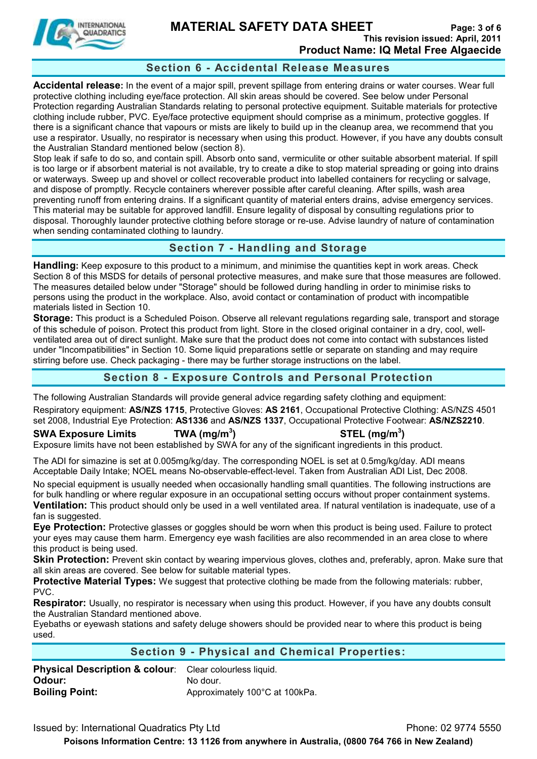## Section 6 - Accidental Release Measures

**Accidental release:** In the event of a major spill, prevent spillage from entering drains or water courses. Wear full protective clothing including eye/face protection. All skin areas should be covered. See below under Personal Protection regarding Australian Standards relating to personal protective equipment. Suitable materials for protective clothing include rubber, PVC. Eye/face protective equipment should comprise as a minimum, protective goggles. If there is a significant chance that vapours or mists are likely to build up in the cleanup area, we recommend that you use a respirator. Usually, no respirator is necessary when using this product. However, if you have any doubts consult the Australian Standard mentioned below (section 8).

Stop leak if safe to do so, and contain spill. Absorb onto sand, vermiculite or other suitable absorbent material. If spill is too large or if absorbent material is not available, try to create a dike to stop material spreading or going into drains or waterways. Sweep up and shovel or collect recoverable product into labelled containers for recycling or salvage, and dispose of promptly. Recycle containers wherever possible after careful cleaning. After spills, wash area preventing runoff from entering drains. If a significant quantity of material enters drains, advise emergency services. This material may be suitable for approved landfill. Ensure legality of disposal by consulting regulations prior to disposal. Thoroughly launder protective clothing before storage or re-use. Advise laundry of nature of contamination when sending contaminated clothing to laundry.

## Section 7 - Handling and Storage

**Handling:** Keep exposure to this product to a minimum, and minimise the quantities kept in work areas. Check Section 8 of this MSDS for details of personal protective measures, and make sure that those measures are followed. The measures detailed below under "Storage" should be followed during handling in order to minimise risks to persons using the product in the workplace. Also, avoid contact or contamination of product with incompatible materials listed in Section 10.

**Storage:** This product is a Scheduled Poison. Observe all relevant regulations regarding sale, transport and storage of this schedule of poison. Protect this product from light. Store in the closed original container in a dry, cool, well-ventilated area out of direct sunlight. Make sure that the product does not come into contact with substances listed under "Incompatibilities" in Section 10. Some liquid preparations settle or separate on standing and may require stirring before use. Check packaging - there may be further storage instructions on the label.

## Section 8 - Exposure Controls and Personal Protection

The following Australian Standards will provide general advice regarding safety clothing and equipment:

Respiratory equipment: **AS/NZS 1715**, Protective Gloves: **AS 2161**, Occupational Protective Clothing: AS/NZS 4501 set 2008, Industrial Eye Protection: **AS1336** and **AS/NZS 1337**, Occupational Protective Footwear: **AS/NZS2210**.

| SWA Exposure Limits | TWA (mg/m$^3$) | STEL (mg/m$^3$) |
|---|---|---|

Exposure limits have not been established by SWA for any of the significant ingredients in this product.

The ADI for simazine is set at 0.005mg/kg/day. The corresponding NOEL is set at 0.5mg/kg/day. ADI means Acceptable Daily Intake; NOEL means No-observable-effect-level. Taken from Australian ADI List, Dec 2008.

No special equipment is usually needed when occasionally handling small quantities. The following instructions are for bulk handling or where regular exposure in an occupational setting occurs without proper containment systems.

**Ventilation:** This product should only be used in a well ventilated area. If natural ventilation is inadequate, use of a fan is suggested.

**Eye Protection:** Protective glasses or goggles should be worn when this product is being used. Failure to protect your eyes may cause them harm. Emergency eye wash facilities are also recommended in an area close to where this product is being used.

**Skin Protection:** Prevent skin contact by wearing impervious gloves, clothes and, preferably, apron. Make sure that all skin areas are covered. See below for suitable material types.

**Protective Material Types:** We suggest that protective clothing be made from the following materials: rubber, PVC.

**Respirator:** Usually, no respirator is necessary when using this product. However, if you have any doubts consult the Australian Standard mentioned above.

Eyebaths or eyewash stations and safety deluge showers should be provided near to where this product is being used.

## Section 9 - Physical and Chemical Properties:

**Physical Description & colour**: Clear colourless liquid.
**Odour:** No dour.
**Boiling Point:** Approximately 100°C at 100kPa.

Issued by: International Quadratics Pty Ltd — Phone: 02 9774 5550

**Poisons Information Centre: 13 1126 from anywhere in Australia, (0800 764 766 in New Zealand)**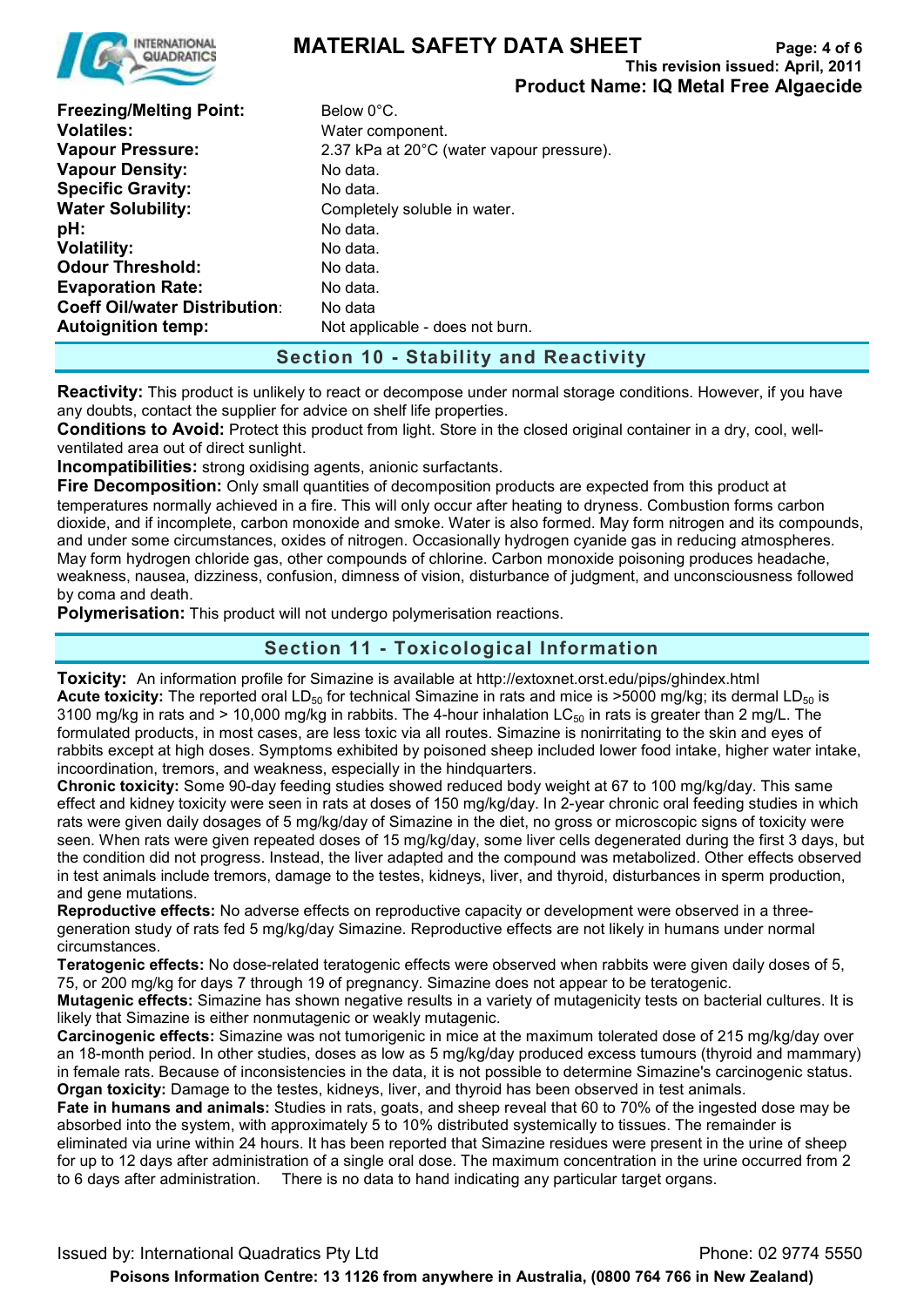| | |
|---|---|
| **Freezing/Melting Point:** | Below 0°C. |
| **Volatiles:** | Water component. |
| **Vapour Pressure:** | 2.37 kPa at 20°C (water vapour pressure). |
| **Vapour Density:** | No data. |
| **Specific Gravity:** | No data. |
| **Water Solubility:** | Completely soluble in water. |
| **pH:** | No data. |
| **Volatility:** | No data. |
| **Odour Threshold:** | No data. |
| **Evaporation Rate:** | No data. |
| **Coeff Oil/water Distribution:** | No data |
| **Autoignition temp:** | Not applicable - does not burn. |

## Section 10 - Stability and Reactivity

**Reactivity:** This product is unlikely to react or decompose under normal storage conditions. However, if you have any doubts, contact the supplier for advice on shelf life properties.
**Conditions to Avoid:** Protect this product from light. Store in the closed original container in a dry, cool, well-ventilated area out of direct sunlight.
**Incompatibilities:** strong oxidising agents, anionic surfactants.
**Fire Decomposition:** Only small quantities of decomposition products are expected from this product at temperatures normally achieved in a fire. This will only occur after heating to dryness. Combustion forms carbon dioxide, and if incomplete, carbon monoxide and smoke. Water is also formed. May form nitrogen and its compounds, and under some circumstances, oxides of nitrogen. Occasionally hydrogen cyanide gas in reducing atmospheres. May form hydrogen chloride gas, other compounds of chlorine. Carbon monoxide poisoning produces headache, weakness, nausea, dizziness, confusion, dimness of vision, disturbance of judgment, and unconsciousness followed by coma and death.
**Polymerisation:** This product will not undergo polymerisation reactions.

## Section 11 - Toxicological Information

**Toxicity:** An information profile for Simazine is available at http://extoxnet.orst.edu/pips/ghindex.html
**Acute toxicity:** The reported oral $LD_{50}$ for technical Simazine in rats and mice is >5000 mg/kg; its dermal $LD_{50}$ is 3100 mg/kg in rats and > 10,000 mg/kg in rabbits. The 4-hour inhalation $LC_{50}$ in rats is greater than 2 mg/L. The formulated products, in most cases, are less toxic via all routes. Simazine is nonirritating to the skin and eyes of rabbits except at high doses. Symptoms exhibited by poisoned sheep included lower food intake, higher water intake, incoordination, tremors, and weakness, especially in the hindquarters.
**Chronic toxicity:** Some 90-day feeding studies showed reduced body weight at 67 to 100 mg/kg/day. This same effect and kidney toxicity were seen in rats at doses of 150 mg/kg/day. In 2-year chronic oral feeding studies in which rats were given daily dosages of 5 mg/kg/day of Simazine in the diet, no gross or microscopic signs of toxicity were seen. When rats were given repeated doses of 15 mg/kg/day, some liver cells degenerated during the first 3 days, but the condition did not progress. Instead, the liver adapted and the compound was metabolized. Other effects observed in test animals include tremors, damage to the testes, kidneys, liver, and thyroid, disturbances in sperm production, and gene mutations.
**Reproductive effects:** No adverse effects on reproductive capacity or development were observed in a three-generation study of rats fed 5 mg/kg/day Simazine. Reproductive effects are not likely in humans under normal circumstances.
**Teratogenic effects:** No dose-related teratogenic effects were observed when rabbits were given daily doses of 5, 75, or 200 mg/kg for days 7 through 19 of pregnancy. Simazine does not appear to be teratogenic.
**Mutagenic effects:** Simazine has shown negative results in a variety of mutagenicity tests on bacterial cultures. It is likely that Simazine is either nonmutagenic or weakly mutagenic.
**Carcinogenic effects:** Simazine was not tumorigenic in mice at the maximum tolerated dose of 215 mg/kg/day over an 18-month period. In other studies, doses as low as 5 mg/kg/day produced excess tumours (thyroid and mammary) in female rats. Because of inconsistencies in the data, it is not possible to determine Simazine's carcinogenic status.
**Organ toxicity:** Damage to the testes, kidneys, liver, and thyroid has been observed in test animals.
**Fate in humans and animals:** Studies in rats, goats, and sheep reveal that 60 to 70% of the ingested dose may be absorbed into the system, with approximately 5 to 10% distributed systemically to tissues. The remainder is eliminated via urine within 24 hours. It has been reported that Simazine residues were present in the urine of sheep for up to 12 days after administration of a single oral dose. The maximum concentration in the urine occurred from 2 to 6 days after administration. There is no data to hand indicating any particular target organs.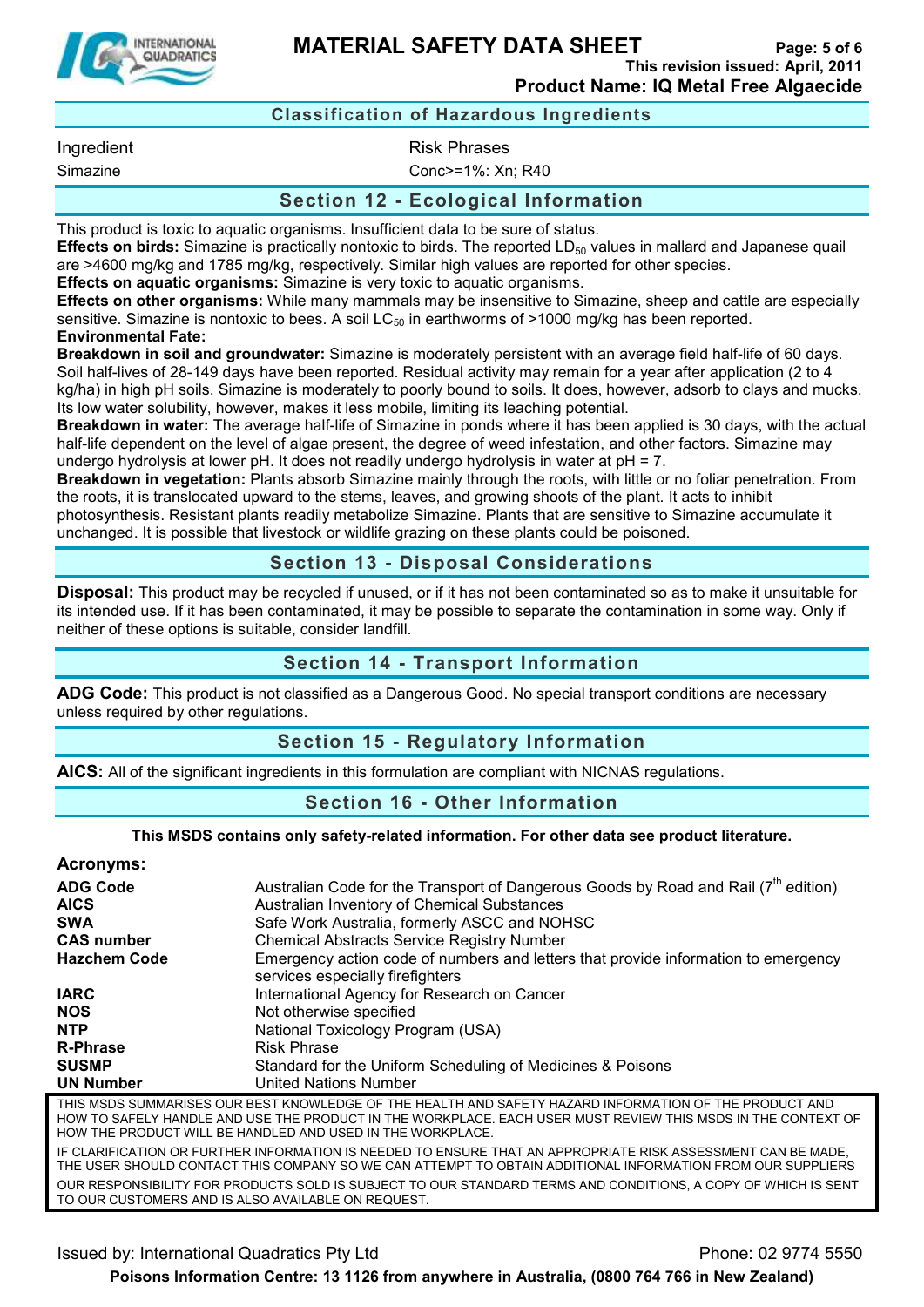## Classification of Hazardous Ingredients

| Ingredient | Risk Phrases |
| --- | --- |
| Simazine | Conc>=1%: Xn; R40 |

## Section 12 - Ecological Information

This product is toxic to aquatic organisms. Insufficient data to be sure of status.
**Effects on birds:** Simazine is practically nontoxic to birds. The reported $LD_{50}$ values in mallard and Japanese quail are >4600 mg/kg and 1785 mg/kg, respectively. Similar high values are reported for other species.
**Effects on aquatic organisms:** Simazine is very toxic to aquatic organisms.
**Effects on other organisms:** While many mammals may be insensitive to Simazine, sheep and cattle are especially sensitive. Simazine is nontoxic to bees. A soil $LC_{50}$ in earthworms of >1000 mg/kg has been reported.
**Environmental Fate:**
**Breakdown in soil and groundwater:** Simazine is moderately persistent with an average field half-life of 60 days. Soil half-lives of 28-149 days have been reported. Residual activity may remain for a year after application (2 to 4 kg/ha) in high pH soils. Simazine is moderately to poorly bound to soils. It does, however, adsorb to clays and mucks. Its low water solubility, however, makes it less mobile, limiting its leaching potential.
**Breakdown in water:** The average half-life of Simazine in ponds where it has been applied is 30 days, with the actual half-life dependent on the level of algae present, the degree of weed infestation, and other factors. Simazine may undergo hydrolysis at lower pH. It does not readily undergo hydrolysis in water at pH = 7.
**Breakdown in vegetation:** Plants absorb Simazine mainly through the roots, with little or no foliar penetration. From the roots, it is translocated upward to the stems, leaves, and growing shoots of the plant. It acts to inhibit photosynthesis. Resistant plants readily metabolize Simazine. Plants that are sensitive to Simazine accumulate it unchanged. It is possible that livestock or wildlife grazing on these plants could be poisoned.

## Section 13 - Disposal Considerations

**Disposal:** This product may be recycled if unused, or if it has not been contaminated so as to make it unsuitable for its intended use. If it has been contaminated, it may be possible to separate the contamination in some way. Only if neither of these options is suitable, consider landfill.

## Section 14 - Transport Information

**ADG Code:** This product is not classified as a Dangerous Good. No special transport conditions are necessary unless required by other regulations.

## Section 15 - Regulatory Information

**AICS:** All of the significant ingredients in this formulation are compliant with NICNAS regulations.

## Section 16 - Other Information

**This MSDS contains only safety-related information. For other data see product literature.**

### Acronyms:

| | |
| --- | --- |
| **ADG Code** | Australian Code for the Transport of Dangerous Goods by Road and Rail (7th edition) |
| **AICS** | Australian Inventory of Chemical Substances |
| **SWA** | Safe Work Australia, formerly ASCC and NOHSC |
| **CAS number** | Chemical Abstracts Service Registry Number |
| **Hazchem Code** | Emergency action code of numbers and letters that provide information to emergency services especially firefighters |
| **IARC** | International Agency for Research on Cancer |
| **NOS** | Not otherwise specified |
| **NTP** | National Toxicology Program (USA) |
| **R-Phrase** | Risk Phrase |
| **SUSMP** | Standard for the Uniform Scheduling of Medicines & Poisons |
| **UN Number** | United Nations Number |

THIS MSDS SUMMARISES OUR BEST KNOWLEDGE OF THE HEALTH AND SAFETY HAZARD INFORMATION OF THE PRODUCT AND HOW TO SAFELY HANDLE AND USE THE PRODUCT IN THE WORKPLACE. EACH USER MUST REVIEW THIS MSDS IN THE CONTEXT OF HOW THE PRODUCT WILL BE HANDLED AND USED IN THE WORKPLACE.

IF CLARIFICATION OR FURTHER INFORMATION IS NEEDED TO ENSURE THAT AN APPROPRIATE RISK ASSESSMENT CAN BE MADE, THE USER SHOULD CONTACT THIS COMPANY SO WE CAN ATTEMPT TO OBTAIN ADDITIONAL INFORMATION FROM OUR SUPPLIERS

OUR RESPONSIBILITY FOR PRODUCTS SOLD IS SUBJECT TO OUR STANDARD TERMS AND CONDITIONS, A COPY OF WHICH IS SENT TO OUR CUSTOMERS AND IS ALSO AVAILABLE ON REQUEST.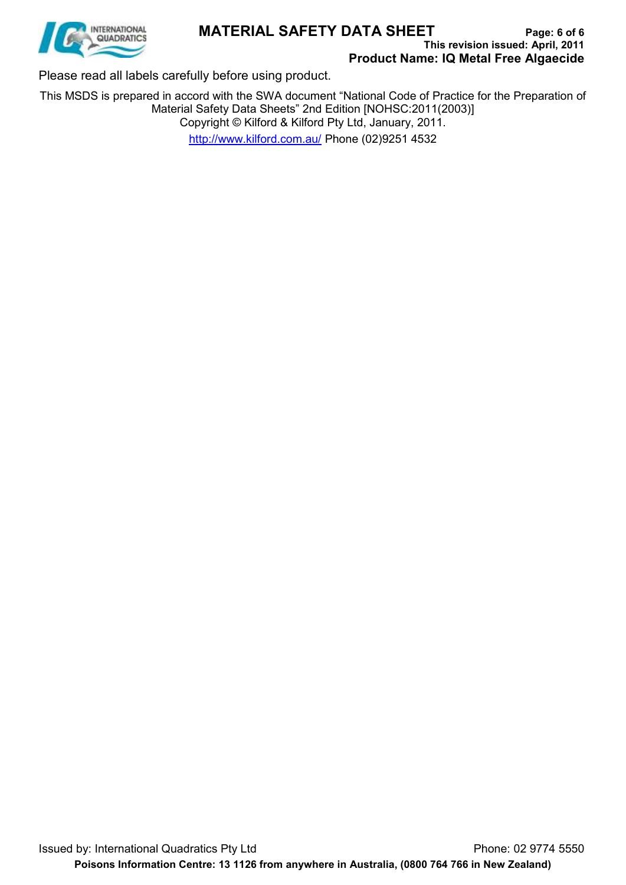Please read all labels carefully before using product.

This MSDS is prepared in accord with the SWA document "National Code of Practice for the Preparation of Material Safety Data Sheets" 2nd Edition [NOHSC:2011(2003)]
Copyright © Kilford & Kilford Pty Ltd, January, 2011.
http://www.kilford.com.au/ Phone (02)9251 4532